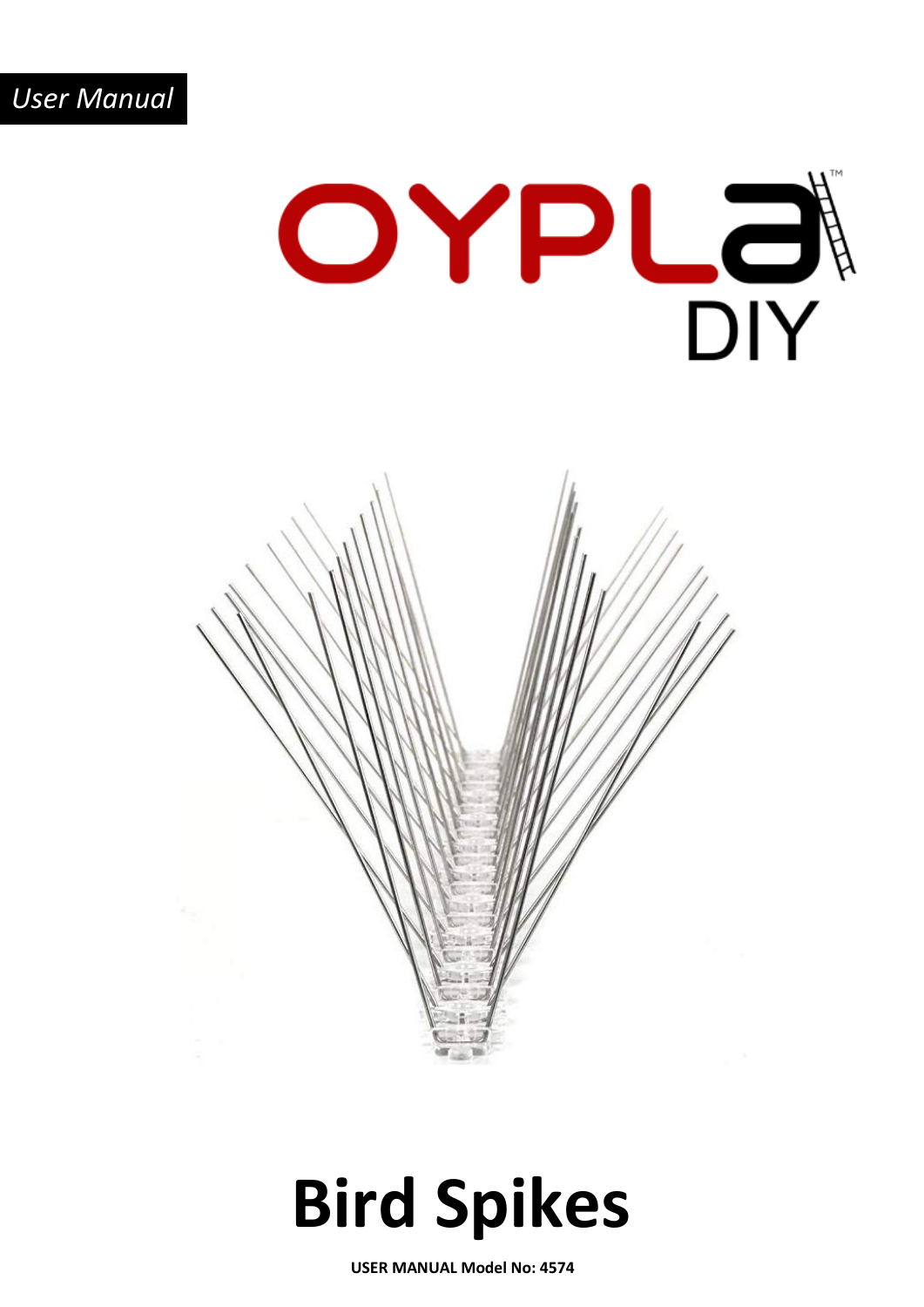*User Manual*

OYPLA DIY

# Bird Spikes

**USER MANUAL Model No: 4574**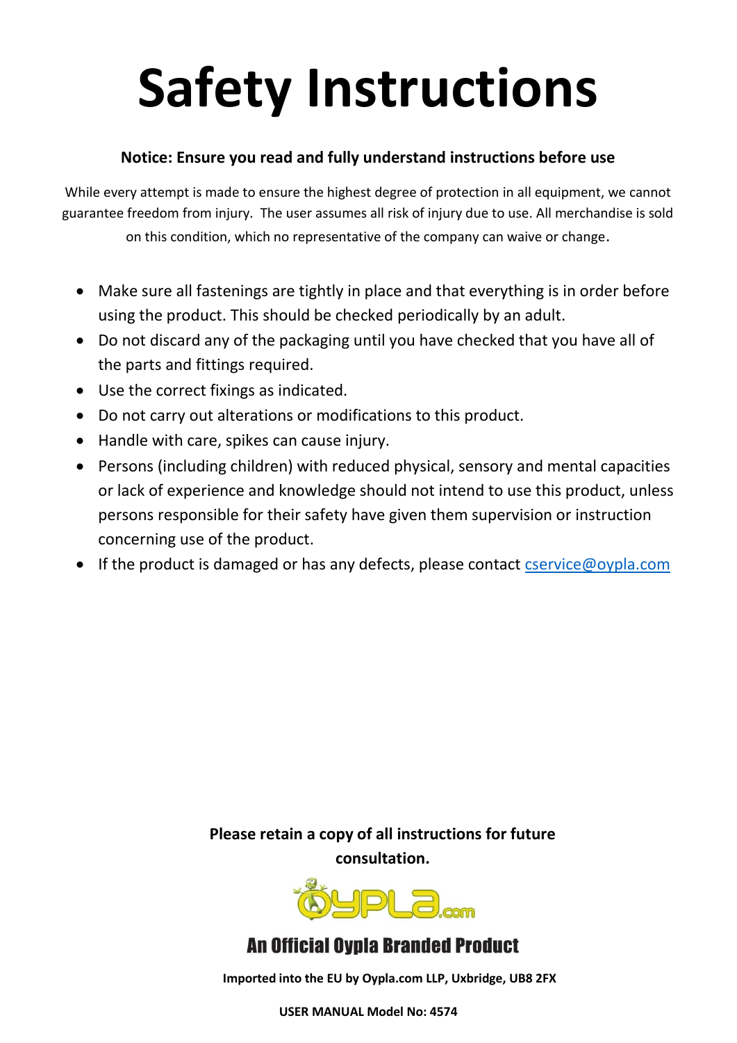# Safety Instructions

**Notice: Ensure you read and fully understand instructions before use**

While every attempt is made to ensure the highest degree of protection in all equipment, we cannot guarantee freedom from injury. The user assumes all risk of injury due to use. All merchandise is sold on this condition, which no representative of the company can waive or change.

- Make sure all fastenings are tightly in place and that everything is in order before using the product. This should be checked periodically by an adult.
- Do not discard any of the packaging until you have checked that you have all of the parts and fittings required.
- Use the correct fixings as indicated.
- Do not carry out alterations or modifications to this product.
- Handle with care, spikes can cause injury.
- Persons (including children) with reduced physical, sensory and mental capacities or lack of experience and knowledge should not intend to use this product, unless persons responsible for their safety have given them supervision or instruction concerning use of the product.
- If the product is damaged or has any defects, please contact cservice@oypla.com

**Please retain a copy of all instructions for future consultation.**

OYPLA.com

**An Official Oypla Branded Product**

**Imported into the EU by Oypla.com LLP, Uxbridge, UB8 2FX**

**USER MANUAL Model No: 4574**